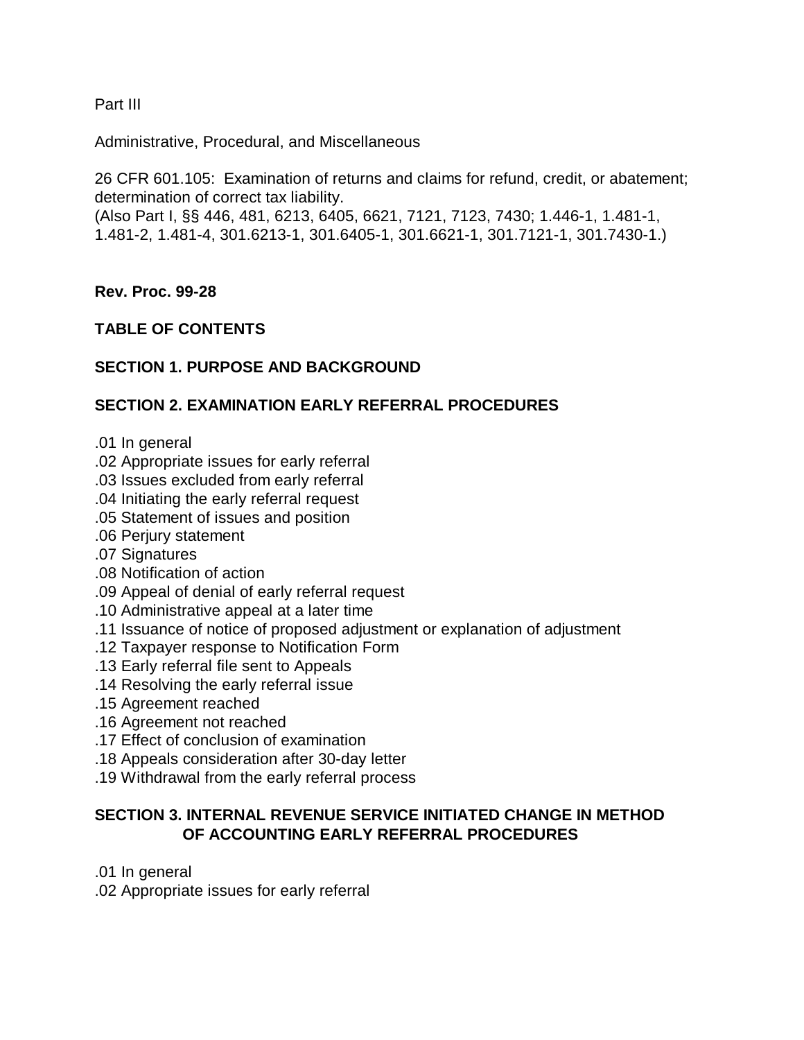Part III

Administrative, Procedural, and Miscellaneous

26 CFR 601.105: Examination of returns and claims for refund, credit, or abatement; determination of correct tax liability.
(Also Part I, §§ 446, 481, 6213, 6405, 6621, 7121, 7123, 7430; 1.446-1, 1.481-1, 1.481-2, 1.481-4, 301.6213-1, 301.6405-1, 301.6621-1, 301.7121-1, 301.7430-1.)

**Rev. Proc. 99-28**

**TABLE OF CONTENTS**

**SECTION 1. PURPOSE AND BACKGROUND**

**SECTION 2. EXAMINATION EARLY REFERRAL PROCEDURES**

.01 In general
.02 Appropriate issues for early referral
.03 Issues excluded from early referral
.04 Initiating the early referral request
.05 Statement of issues and position
.06 Perjury statement
.07 Signatures
.08 Notification of action
.09 Appeal of denial of early referral request
.10 Administrative appeal at a later time
.11 Issuance of notice of proposed adjustment or explanation of adjustment
.12 Taxpayer response to Notification Form
.13 Early referral file sent to Appeals
.14 Resolving the early referral issue
.15 Agreement reached
.16 Agreement not reached
.17 Effect of conclusion of examination
.18 Appeals consideration after 30-day letter
.19 Withdrawal from the early referral process

**SECTION 3. INTERNAL REVENUE SERVICE INITIATED CHANGE IN METHOD OF ACCOUNTING EARLY REFERRAL PROCEDURES**

.01 In general
.02 Appropriate issues for early referral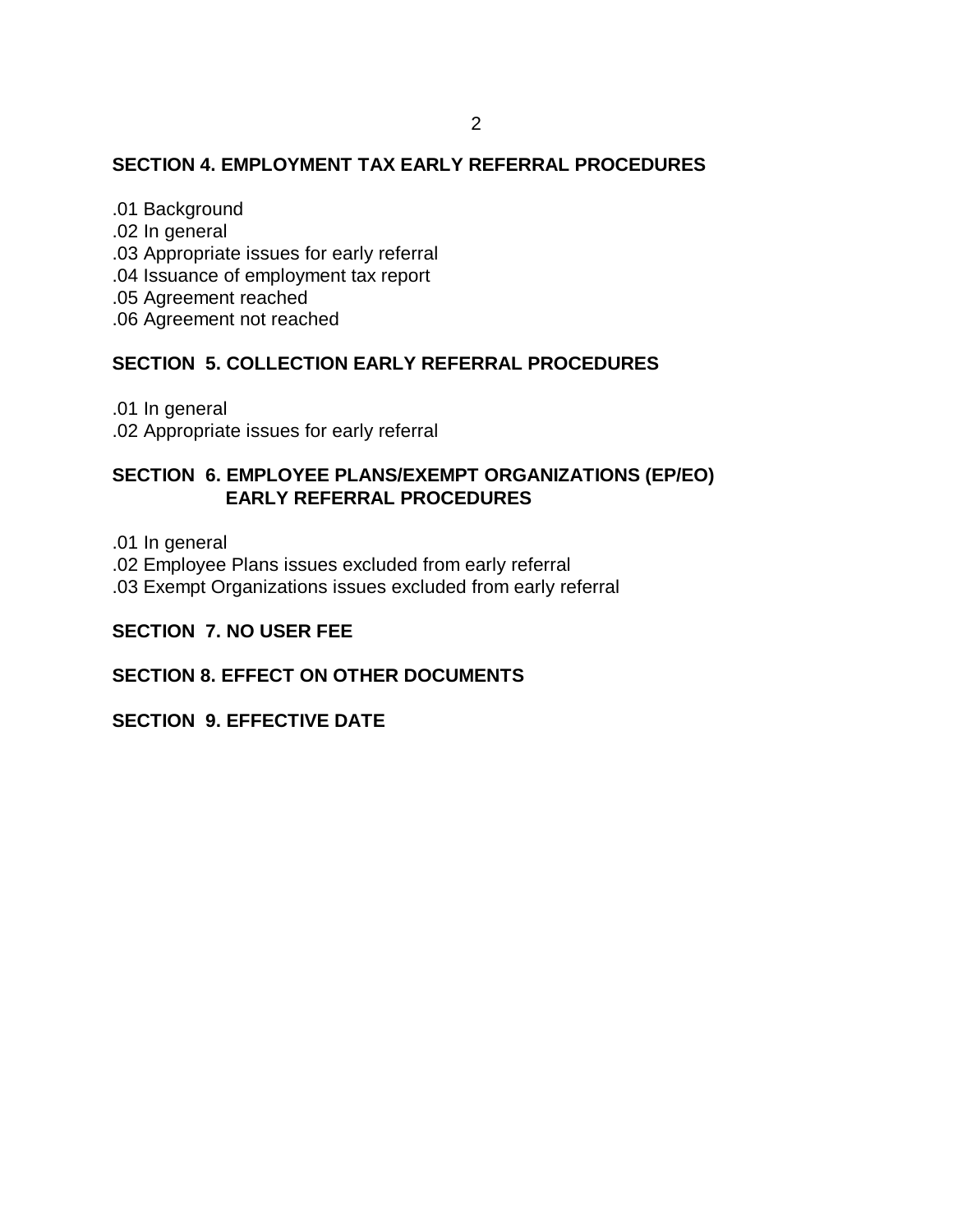**SECTION 4. EMPLOYMENT TAX EARLY REFERRAL PROCEDURES**

.01 Background
.02 In general
.03 Appropriate issues for early referral
.04 Issuance of employment tax report
.05 Agreement reached
.06 Agreement not reached

**SECTION 5. COLLECTION EARLY REFERRAL PROCEDURES**

.01 In general
.02 Appropriate issues for early referral

**SECTION 6. EMPLOYEE PLANS/EXEMPT ORGANIZATIONS (EP/EO) EARLY REFERRAL PROCEDURES**

.01 In general
.02 Employee Plans issues excluded from early referral
.03 Exempt Organizations issues excluded from early referral

**SECTION 7. NO USER FEE**

**SECTION 8. EFFECT ON OTHER DOCUMENTS**

**SECTION 9. EFFECTIVE DATE**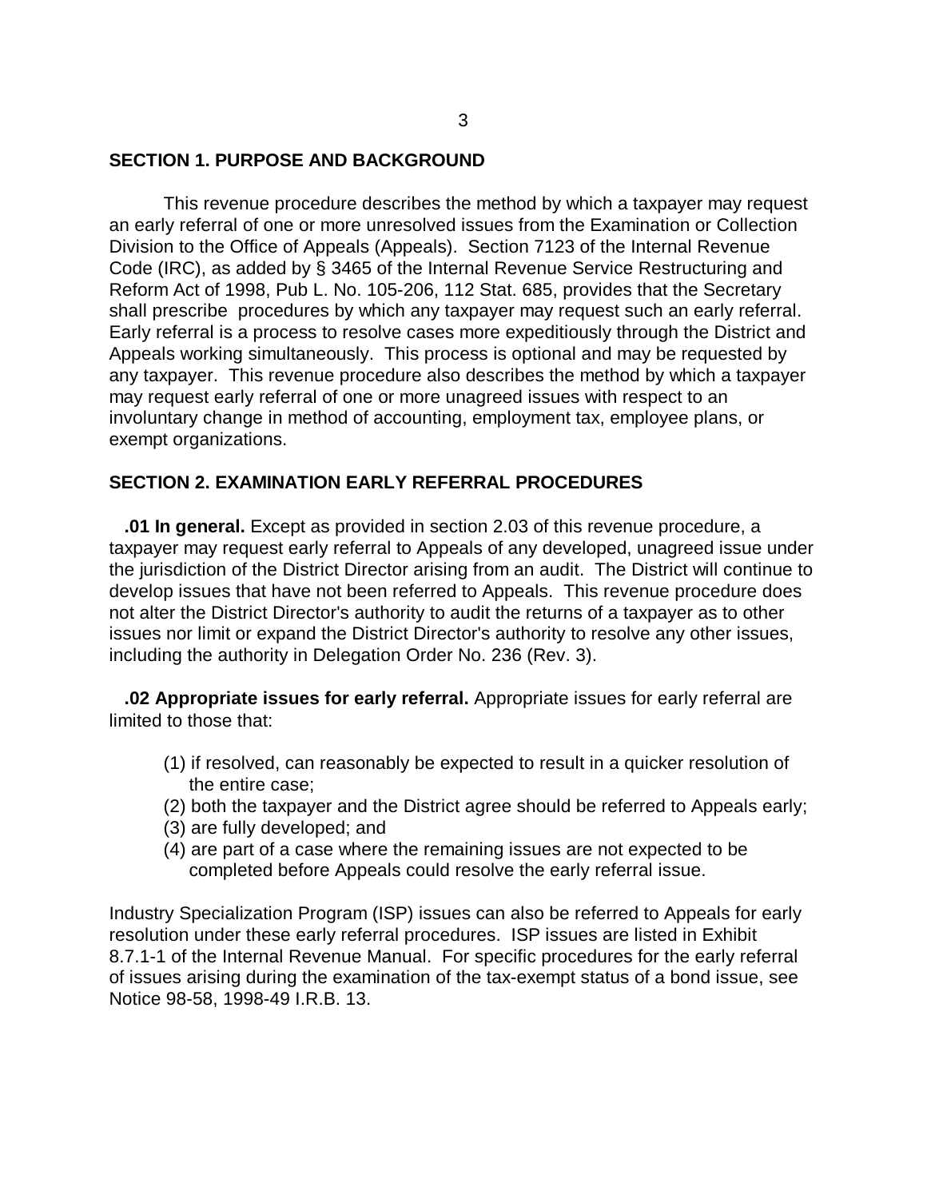## SECTION 1. PURPOSE AND BACKGROUND

This revenue procedure describes the method by which a taxpayer may request an early referral of one or more unresolved issues from the Examination or Collection Division to the Office of Appeals (Appeals). Section 7123 of the Internal Revenue Code (IRC), as added by § 3465 of the Internal Revenue Service Restructuring and Reform Act of 1998, Pub L. No. 105-206, 112 Stat. 685, provides that the Secretary shall prescribe procedures by which any taxpayer may request such an early referral. Early referral is a process to resolve cases more expeditiously through the District and Appeals working simultaneously. This process is optional and may be requested by any taxpayer. This revenue procedure also describes the method by which a taxpayer may request early referral of one or more unagreed issues with respect to an involuntary change in method of accounting, employment tax, employee plans, or exempt organizations.

## SECTION 2. EXAMINATION EARLY REFERRAL PROCEDURES

**.01 In general.** Except as provided in section 2.03 of this revenue procedure, a taxpayer may request early referral to Appeals of any developed, unagreed issue under the jurisdiction of the District Director arising from an audit. The District will continue to develop issues that have not been referred to Appeals. This revenue procedure does not alter the District Director's authority to audit the returns of a taxpayer as to other issues nor limit or expand the District Director's authority to resolve any other issues, including the authority in Delegation Order No. 236 (Rev. 3).

**.02 Appropriate issues for early referral.** Appropriate issues for early referral are limited to those that:

(1) if resolved, can reasonably be expected to result in a quicker resolution of the entire case;
(2) both the taxpayer and the District agree should be referred to Appeals early;
(3) are fully developed; and
(4) are part of a case where the remaining issues are not expected to be completed before Appeals could resolve the early referral issue.

Industry Specialization Program (ISP) issues can also be referred to Appeals for early resolution under these early referral procedures. ISP issues are listed in Exhibit 8.7.1-1 of the Internal Revenue Manual. For specific procedures for the early referral of issues arising during the examination of the tax-exempt status of a bond issue, see Notice 98-58, 1998-49 I.R.B. 13.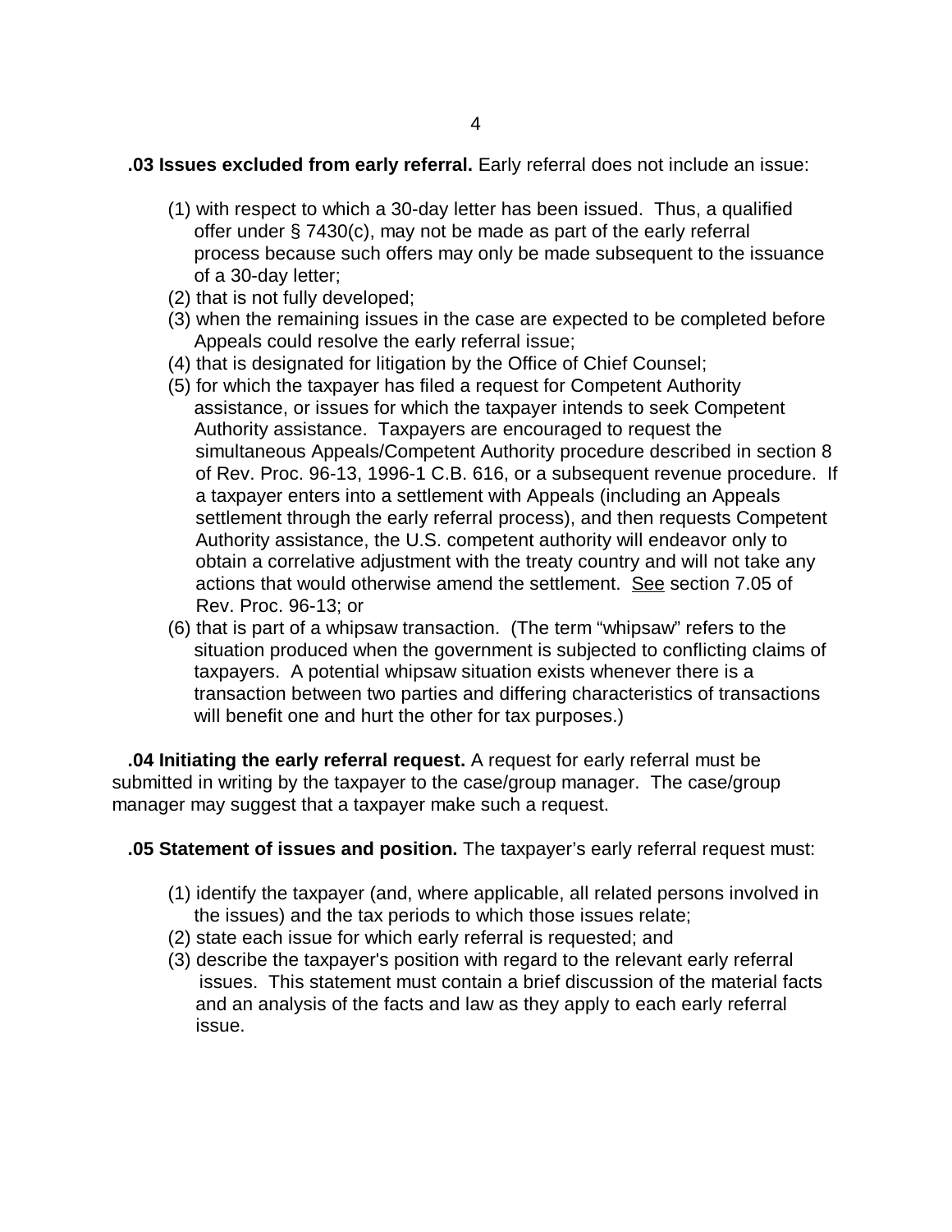**.03 Issues excluded from early referral.** Early referral does not include an issue:

(1) with respect to which a 30-day letter has been issued. Thus, a qualified offer under § 7430(c), may not be made as part of the early referral process because such offers may only be made subsequent to the issuance of a 30-day letter;
(2) that is not fully developed;
(3) when the remaining issues in the case are expected to be completed before Appeals could resolve the early referral issue;
(4) that is designated for litigation by the Office of Chief Counsel;
(5) for which the taxpayer has filed a request for Competent Authority assistance, or issues for which the taxpayer intends to seek Competent Authority assistance. Taxpayers are encouraged to request the simultaneous Appeals/Competent Authority procedure described in section 8 of Rev. Proc. 96-13, 1996-1 C.B. 616, or a subsequent revenue procedure. If a taxpayer enters into a settlement with Appeals (including an Appeals settlement through the early referral process), and then requests Competent Authority assistance, the U.S. competent authority will endeavor only to obtain a correlative adjustment with the treaty country and will not take any actions that would otherwise amend the settlement. See section 7.05 of Rev. Proc. 96-13; or
(6) that is part of a whipsaw transaction. (The term “whipsaw” refers to the situation produced when the government is subjected to conflicting claims of taxpayers. A potential whipsaw situation exists whenever there is a transaction between two parties and differing characteristics of transactions will benefit one and hurt the other for tax purposes.)

**.04 Initiating the early referral request.** A request for early referral must be submitted in writing by the taxpayer to the case/group manager. The case/group manager may suggest that a taxpayer make such a request.

**.05 Statement of issues and position.** The taxpayer’s early referral request must:

(1) identify the taxpayer (and, where applicable, all related persons involved in the issues) and the tax periods to which those issues relate;
(2) state each issue for which early referral is requested; and
(3) describe the taxpayer's position with regard to the relevant early referral issues. This statement must contain a brief discussion of the material facts and an analysis of the facts and law as they apply to each early referral issue.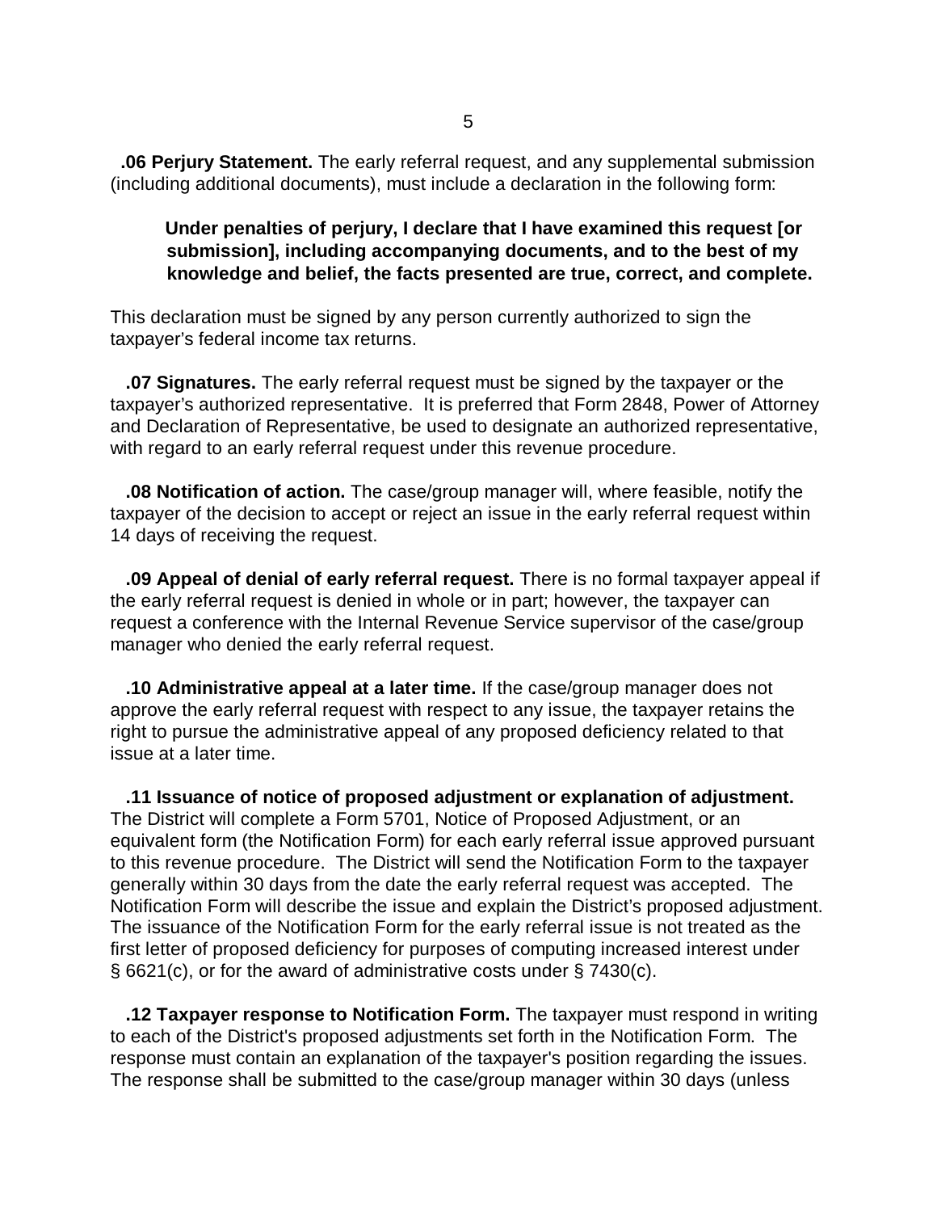**.06 Perjury Statement.** The early referral request, and any supplemental submission (including additional documents), must include a declaration in the following form:

> **Under penalties of perjury, I declare that I have examined this request [or submission], including accompanying documents, and to the best of my knowledge and belief, the facts presented are true, correct, and complete.**

This declaration must be signed by any person currently authorized to sign the taxpayer's federal income tax returns.

**.07 Signatures.** The early referral request must be signed by the taxpayer or the taxpayer's authorized representative. It is preferred that Form 2848, Power of Attorney and Declaration of Representative, be used to designate an authorized representative, with regard to an early referral request under this revenue procedure.

**.08 Notification of action.** The case/group manager will, where feasible, notify the taxpayer of the decision to accept or reject an issue in the early referral request within 14 days of receiving the request.

**.09 Appeal of denial of early referral request.** There is no formal taxpayer appeal if the early referral request is denied in whole or in part; however, the taxpayer can request a conference with the Internal Revenue Service supervisor of the case/group manager who denied the early referral request.

**.10 Administrative appeal at a later time.** If the case/group manager does not approve the early referral request with respect to any issue, the taxpayer retains the right to pursue the administrative appeal of any proposed deficiency related to that issue at a later time.

**.11 Issuance of notice of proposed adjustment or explanation of adjustment.** The District will complete a Form 5701, Notice of Proposed Adjustment, or an equivalent form (the Notification Form) for each early referral issue approved pursuant to this revenue procedure. The District will send the Notification Form to the taxpayer generally within 30 days from the date the early referral request was accepted. The Notification Form will describe the issue and explain the District's proposed adjustment. The issuance of the Notification Form for the early referral issue is not treated as the first letter of proposed deficiency for purposes of computing increased interest under § 6621(c), or for the award of administrative costs under § 7430(c).

**.12 Taxpayer response to Notification Form.** The taxpayer must respond in writing to each of the District's proposed adjustments set forth in the Notification Form. The response must contain an explanation of the taxpayer's position regarding the issues. The response shall be submitted to the case/group manager within 30 days (unless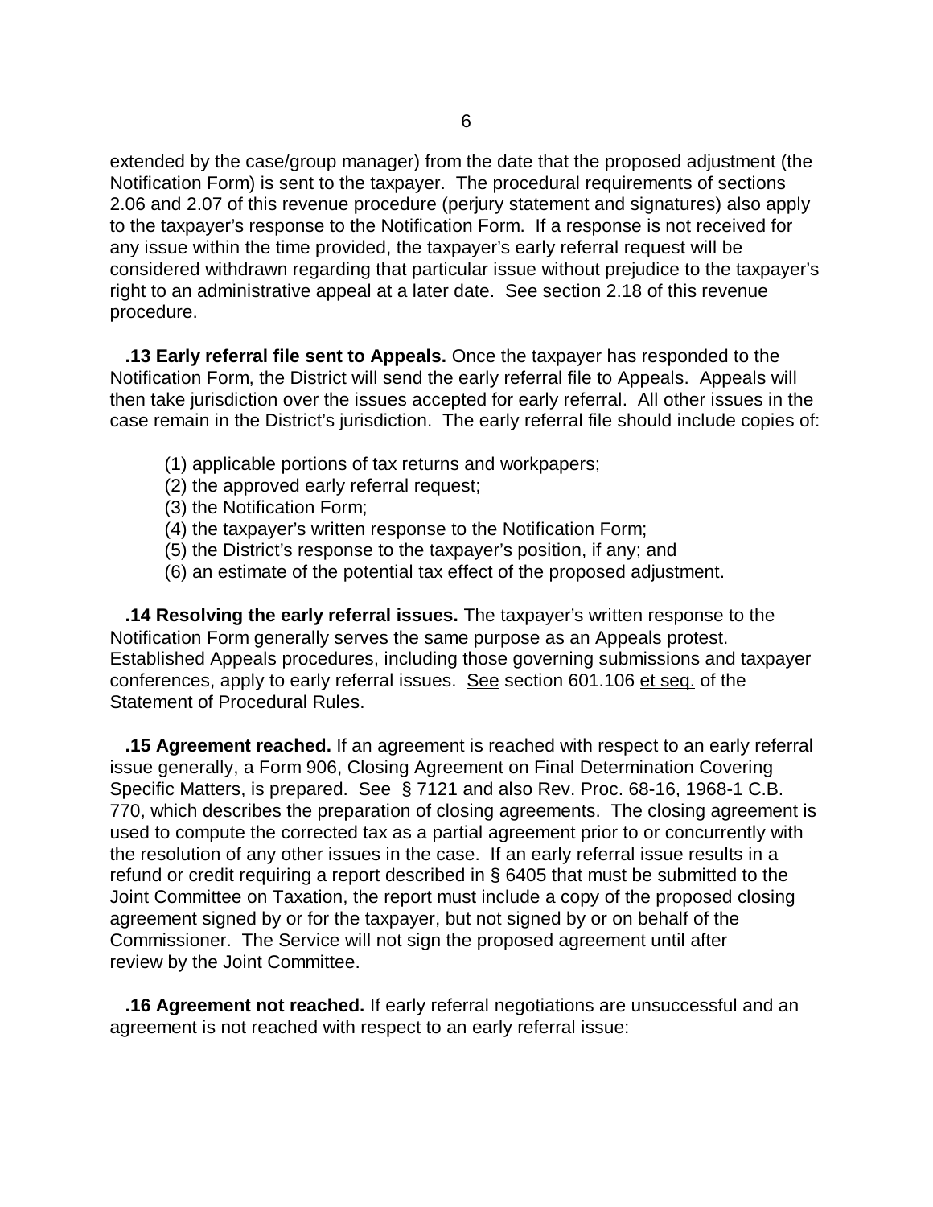extended by the case/group manager) from the date that the proposed adjustment (the Notification Form) is sent to the taxpayer. The procedural requirements of sections 2.06 and 2.07 of this revenue procedure (perjury statement and signatures) also apply to the taxpayer's response to the Notification Form. If a response is not received for any issue within the time provided, the taxpayer's early referral request will be considered withdrawn regarding that particular issue without prejudice to the taxpayer's right to an administrative appeal at a later date. See section 2.18 of this revenue procedure.

**.13 Early referral file sent to Appeals.** Once the taxpayer has responded to the Notification Form, the District will send the early referral file to Appeals. Appeals will then take jurisdiction over the issues accepted for early referral. All other issues in the case remain in the District's jurisdiction. The early referral file should include copies of:

(1) applicable portions of tax returns and workpapers;
(2) the approved early referral request;
(3) the Notification Form;
(4) the taxpayer's written response to the Notification Form;
(5) the District's response to the taxpayer's position, if any; and
(6) an estimate of the potential tax effect of the proposed adjustment.

**.14 Resolving the early referral issues.** The taxpayer's written response to the Notification Form generally serves the same purpose as an Appeals protest. Established Appeals procedures, including those governing submissions and taxpayer conferences, apply to early referral issues. See section 601.106 et seq. of the Statement of Procedural Rules.

**.15 Agreement reached.** If an agreement is reached with respect to an early referral issue generally, a Form 906, Closing Agreement on Final Determination Covering Specific Matters, is prepared. See § 7121 and also Rev. Proc. 68-16, 1968-1 C.B. 770, which describes the preparation of closing agreements. The closing agreement is used to compute the corrected tax as a partial agreement prior to or concurrently with the resolution of any other issues in the case. If an early referral issue results in a refund or credit requiring a report described in § 6405 that must be submitted to the Joint Committee on Taxation, the report must include a copy of the proposed closing agreement signed by or for the taxpayer, but not signed by or on behalf of the Commissioner. The Service will not sign the proposed agreement until after review by the Joint Committee.

**.16 Agreement not reached.** If early referral negotiations are unsuccessful and an agreement is not reached with respect to an early referral issue: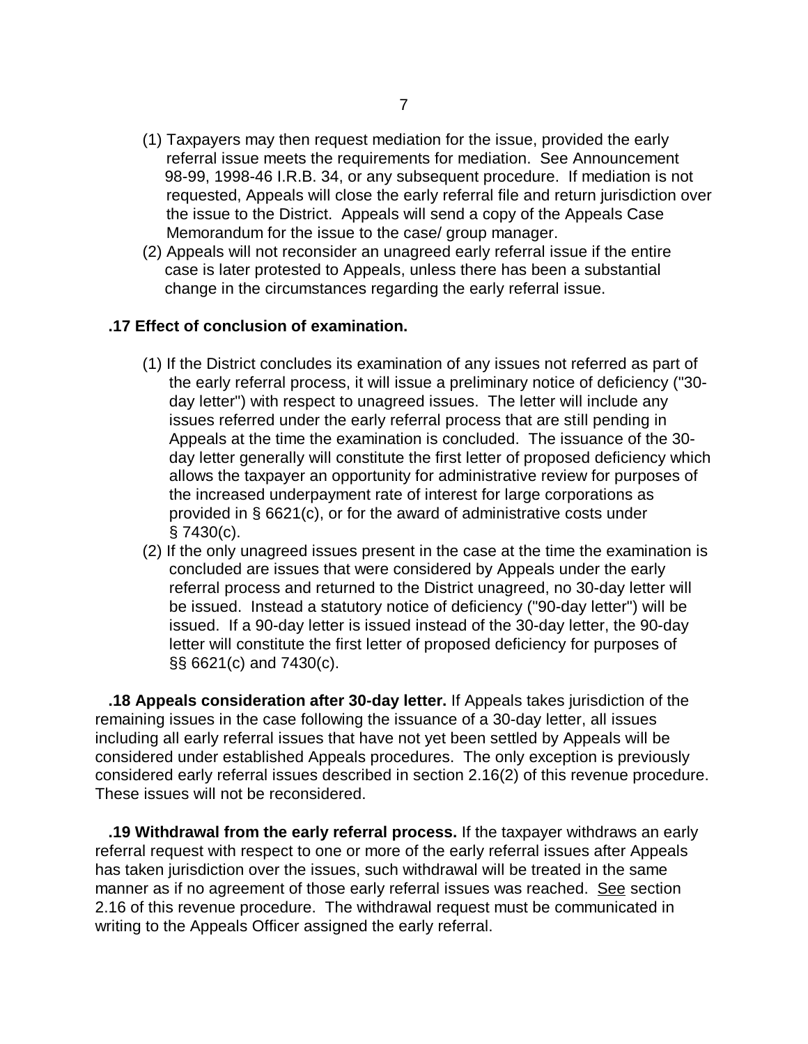(1) Taxpayers may then request mediation for the issue, provided the early referral issue meets the requirements for mediation. See Announcement 98-99, 1998-46 I.R.B. 34, or any subsequent procedure. If mediation is not requested, Appeals will close the early referral file and return jurisdiction over the issue to the District. Appeals will send a copy of the Appeals Case Memorandum for the issue to the case/ group manager.

(2) Appeals will not reconsider an unagreed early referral issue if the entire case is later protested to Appeals, unless there has been a substantial change in the circumstances regarding the early referral issue.

**.17 Effect of conclusion of examination.**

(1) If the District concludes its examination of any issues not referred as part of the early referral process, it will issue a preliminary notice of deficiency ("30-day letter") with respect to unagreed issues. The letter will include any issues referred under the early referral process that are still pending in Appeals at the time the examination is concluded. The issuance of the 30-day letter generally will constitute the first letter of proposed deficiency which allows the taxpayer an opportunity for administrative review for purposes of the increased underpayment rate of interest for large corporations as provided in § 6621(c), or for the award of administrative costs under § 7430(c).

(2) If the only unagreed issues present in the case at the time the examination is concluded are issues that were considered by Appeals under the early referral process and returned to the District unagreed, no 30-day letter will be issued. Instead a statutory notice of deficiency ("90-day letter") will be issued. If a 90-day letter is issued instead of the 30-day letter, the 90-day letter will constitute the first letter of proposed deficiency for purposes of §§ 6621(c) and 7430(c).

**.18 Appeals consideration after 30-day letter.** If Appeals takes jurisdiction of the remaining issues in the case following the issuance of a 30-day letter, all issues including all early referral issues that have not yet been settled by Appeals will be considered under established Appeals procedures. The only exception is previously considered early referral issues described in section 2.16(2) of this revenue procedure. These issues will not be reconsidered.

**.19 Withdrawal from the early referral process.** If the taxpayer withdraws an early referral request with respect to one or more of the early referral issues after Appeals has taken jurisdiction over the issues, such withdrawal will be treated in the same manner as if no agreement of those early referral issues was reached. See section 2.16 of this revenue procedure. The withdrawal request must be communicated in writing to the Appeals Officer assigned the early referral.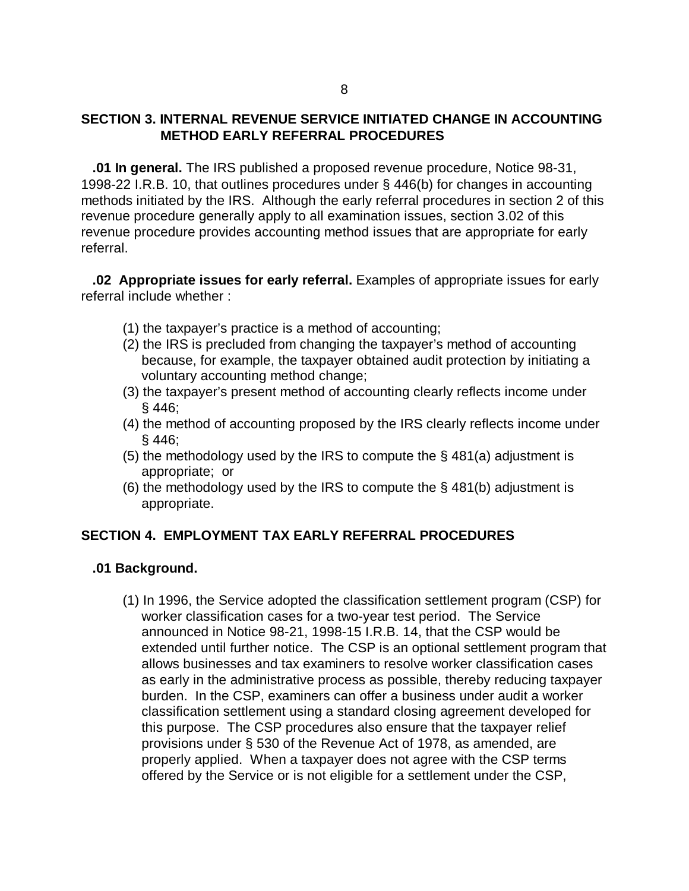## SECTION 3. INTERNAL REVENUE SERVICE INITIATED CHANGE IN ACCOUNTING METHOD EARLY REFERRAL PROCEDURES

**.01 In general.** The IRS published a proposed revenue procedure, Notice 98-31, 1998-22 I.R.B. 10, that outlines procedures under § 446(b) for changes in accounting methods initiated by the IRS. Although the early referral procedures in section 2 of this revenue procedure generally apply to all examination issues, section 3.02 of this revenue procedure provides accounting method issues that are appropriate for early referral.

**.02 Appropriate issues for early referral.** Examples of appropriate issues for early referral include whether :

(1) the taxpayer's practice is a method of accounting;
(2) the IRS is precluded from changing the taxpayer's method of accounting because, for example, the taxpayer obtained audit protection by initiating a voluntary accounting method change;
(3) the taxpayer's present method of accounting clearly reflects income under § 446;
(4) the method of accounting proposed by the IRS clearly reflects income under § 446;
(5) the methodology used by the IRS to compute the § 481(a) adjustment is appropriate; or
(6) the methodology used by the IRS to compute the § 481(b) adjustment is appropriate.

## SECTION 4. EMPLOYMENT TAX EARLY REFERRAL PROCEDURES

**.01 Background.**

(1) In 1996, the Service adopted the classification settlement program (CSP) for worker classification cases for a two-year test period. The Service announced in Notice 98-21, 1998-15 I.R.B. 14, that the CSP would be extended until further notice. The CSP is an optional settlement program that allows businesses and tax examiners to resolve worker classification cases as early in the administrative process as possible, thereby reducing taxpayer burden. In the CSP, examiners can offer a business under audit a worker classification settlement using a standard closing agreement developed for this purpose. The CSP procedures also ensure that the taxpayer relief provisions under § 530 of the Revenue Act of 1978, as amended, are properly applied. When a taxpayer does not agree with the CSP terms offered by the Service or is not eligible for a settlement under the CSP,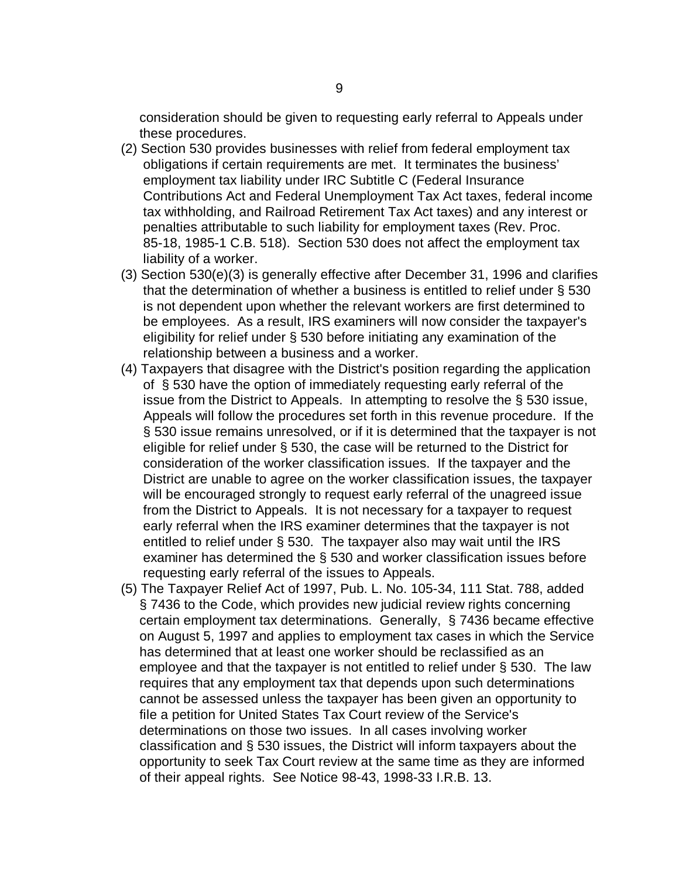consideration should be given to requesting early referral to Appeals under these procedures.

(2) Section 530 provides businesses with relief from federal employment tax obligations if certain requirements are met. It terminates the business' employment tax liability under IRC Subtitle C (Federal Insurance Contributions Act and Federal Unemployment Tax Act taxes, federal income tax withholding, and Railroad Retirement Tax Act taxes) and any interest or penalties attributable to such liability for employment taxes (Rev. Proc. 85-18, 1985-1 C.B. 518). Section 530 does not affect the employment tax liability of a worker.

(3) Section 530(e)(3) is generally effective after December 31, 1996 and clarifies that the determination of whether a business is entitled to relief under § 530 is not dependent upon whether the relevant workers are first determined to be employees. As a result, IRS examiners will now consider the taxpayer's eligibility for relief under § 530 before initiating any examination of the relationship between a business and a worker.

(4) Taxpayers that disagree with the District's position regarding the application of § 530 have the option of immediately requesting early referral of the issue from the District to Appeals. In attempting to resolve the § 530 issue, Appeals will follow the procedures set forth in this revenue procedure. If the § 530 issue remains unresolved, or if it is determined that the taxpayer is not eligible for relief under § 530, the case will be returned to the District for consideration of the worker classification issues. If the taxpayer and the District are unable to agree on the worker classification issues, the taxpayer will be encouraged strongly to request early referral of the unagreed issue from the District to Appeals. It is not necessary for a taxpayer to request early referral when the IRS examiner determines that the taxpayer is not entitled to relief under § 530. The taxpayer also may wait until the IRS examiner has determined the § 530 and worker classification issues before requesting early referral of the issues to Appeals.

(5) The Taxpayer Relief Act of 1997, Pub. L. No. 105-34, 111 Stat. 788, added § 7436 to the Code, which provides new judicial review rights concerning certain employment tax determinations. Generally, § 7436 became effective on August 5, 1997 and applies to employment tax cases in which the Service has determined that at least one worker should be reclassified as an employee and that the taxpayer is not entitled to relief under § 530. The law requires that any employment tax that depends upon such determinations cannot be assessed unless the taxpayer has been given an opportunity to file a petition for United States Tax Court review of the Service's determinations on those two issues. In all cases involving worker classification and § 530 issues, the District will inform taxpayers about the opportunity to seek Tax Court review at the same time as they are informed of their appeal rights. See Notice 98-43, 1998-33 I.R.B. 13.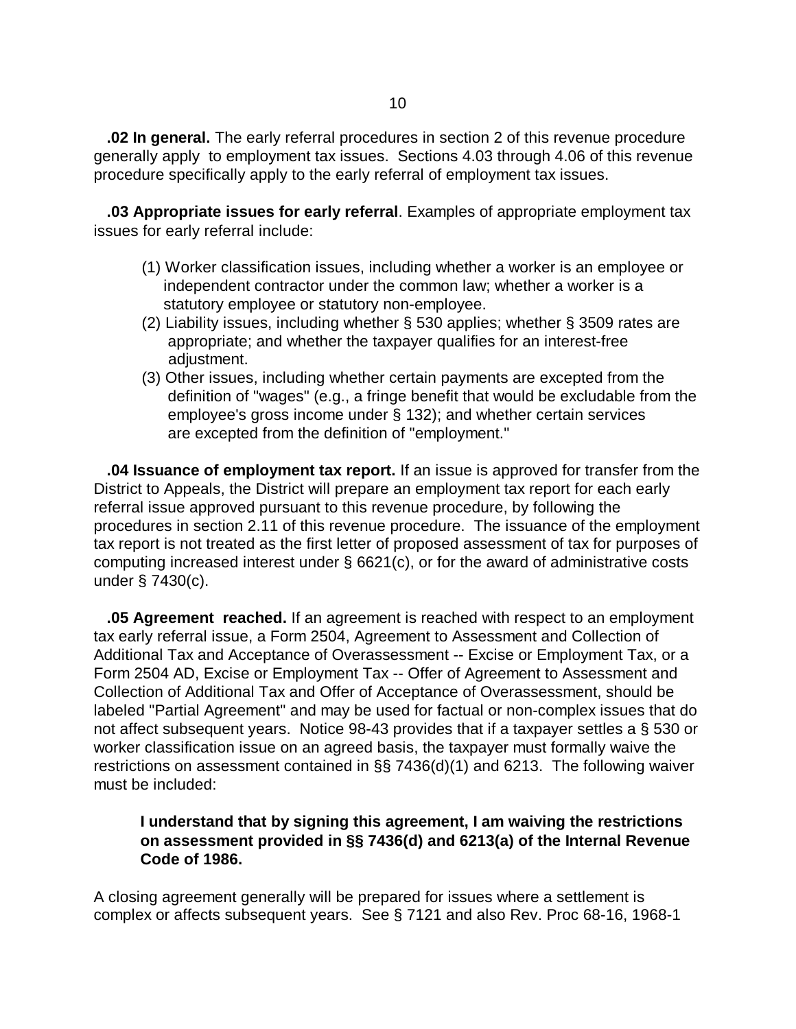**.02 In general.** The early referral procedures in section 2 of this revenue procedure generally apply to employment tax issues. Sections 4.03 through 4.06 of this revenue procedure specifically apply to the early referral of employment tax issues.

**.03 Appropriate issues for early referral**. Examples of appropriate employment tax issues for early referral include:

(1) Worker classification issues, including whether a worker is an employee or independent contractor under the common law; whether a worker is a statutory employee or statutory non-employee.
(2) Liability issues, including whether § 530 applies; whether § 3509 rates are appropriate; and whether the taxpayer qualifies for an interest-free adjustment.
(3) Other issues, including whether certain payments are excepted from the definition of "wages" (e.g., a fringe benefit that would be excludable from the employee's gross income under § 132); and whether certain services are excepted from the definition of "employment."

**.04 Issuance of employment tax report.** If an issue is approved for transfer from the District to Appeals, the District will prepare an employment tax report for each early referral issue approved pursuant to this revenue procedure, by following the procedures in section 2.11 of this revenue procedure. The issuance of the employment tax report is not treated as the first letter of proposed assessment of tax for purposes of computing increased interest under § 6621(c), or for the award of administrative costs under § 7430(c).

**.05 Agreement reached.** If an agreement is reached with respect to an employment tax early referral issue, a Form 2504, Agreement to Assessment and Collection of Additional Tax and Acceptance of Overassessment -- Excise or Employment Tax, or a Form 2504 AD, Excise or Employment Tax -- Offer of Agreement to Assessment and Collection of Additional Tax and Offer of Acceptance of Overassessment, should be labeled "Partial Agreement" and may be used for factual or non-complex issues that do not affect subsequent years. Notice 98-43 provides that if a taxpayer settles a § 530 or worker classification issue on an agreed basis, the taxpayer must formally waive the restrictions on assessment contained in §§ 7436(d)(1) and 6213. The following waiver must be included:

> **I understand that by signing this agreement, I am waiving the restrictions on assessment provided in §§ 7436(d) and 6213(a) of the Internal Revenue Code of 1986.**

A closing agreement generally will be prepared for issues where a settlement is complex or affects subsequent years. See § 7121 and also Rev. Proc 68-16, 1968-1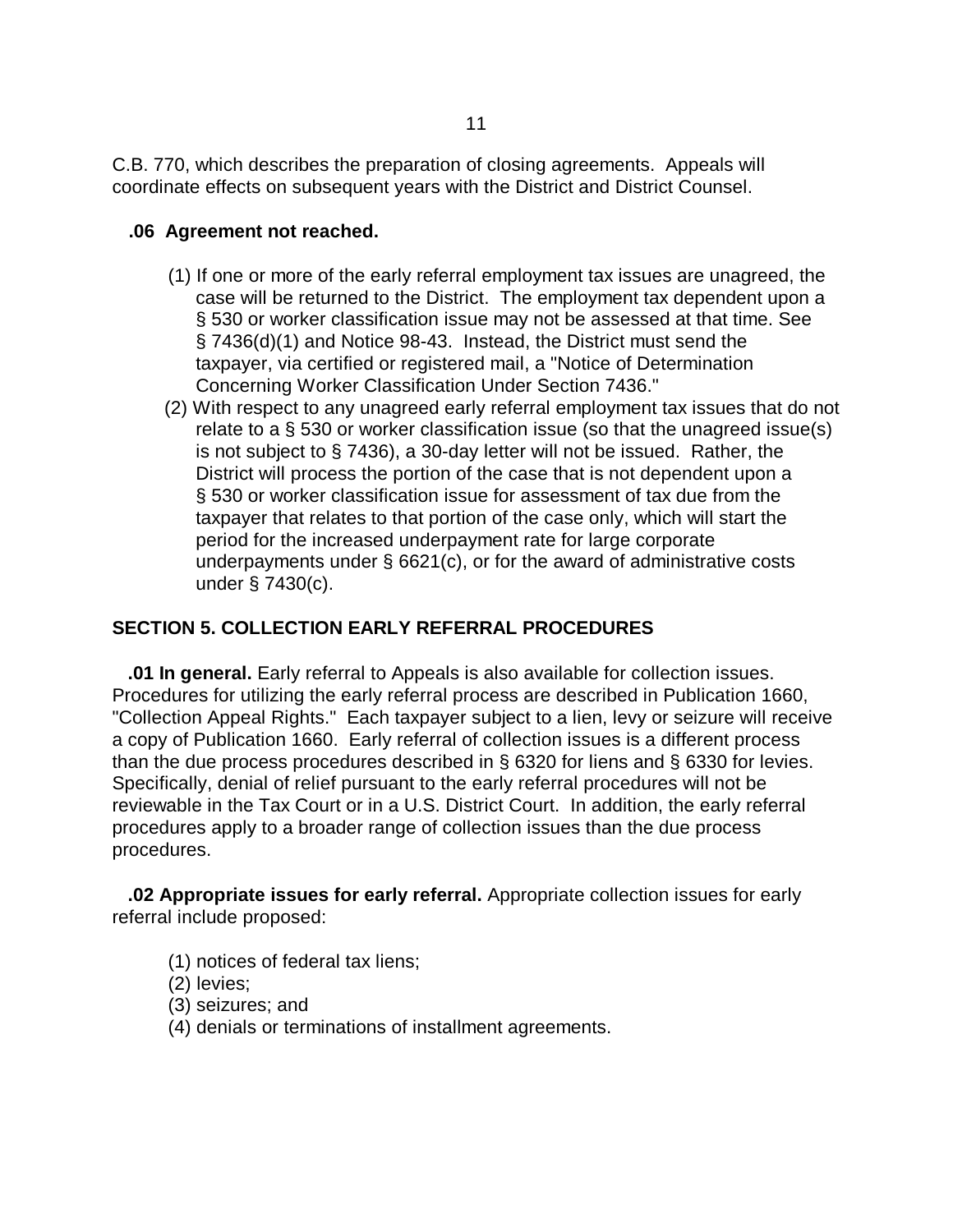C.B. 770, which describes the preparation of closing agreements. Appeals will coordinate effects on subsequent years with the District and District Counsel.

**.06 Agreement not reached.**

(1) If one or more of the early referral employment tax issues are unagreed, the case will be returned to the District. The employment tax dependent upon a § 530 or worker classification issue may not be assessed at that time. See § 7436(d)(1) and Notice 98-43. Instead, the District must send the taxpayer, via certified or registered mail, a "Notice of Determination Concerning Worker Classification Under Section 7436."

(2) With respect to any unagreed early referral employment tax issues that do not relate to a § 530 or worker classification issue (so that the unagreed issue(s) is not subject to § 7436), a 30-day letter will not be issued. Rather, the District will process the portion of the case that is not dependent upon a § 530 or worker classification issue for assessment of tax due from the taxpayer that relates to that portion of the case only, which will start the period for the increased underpayment rate for large corporate underpayments under § 6621(c), or for the award of administrative costs under § 7430(c).

## SECTION 5. COLLECTION EARLY REFERRAL PROCEDURES

**.01 In general.** Early referral to Appeals is also available for collection issues. Procedures for utilizing the early referral process are described in Publication 1660, "Collection Appeal Rights." Each taxpayer subject to a lien, levy or seizure will receive a copy of Publication 1660. Early referral of collection issues is a different process than the due process procedures described in § 6320 for liens and § 6330 for levies. Specifically, denial of relief pursuant to the early referral procedures will not be reviewable in the Tax Court or in a U.S. District Court. In addition, the early referral procedures apply to a broader range of collection issues than the due process procedures.

**.02 Appropriate issues for early referral.** Appropriate collection issues for early referral include proposed:

(1) notices of federal tax liens;
(2) levies;
(3) seizures; and
(4) denials or terminations of installment agreements.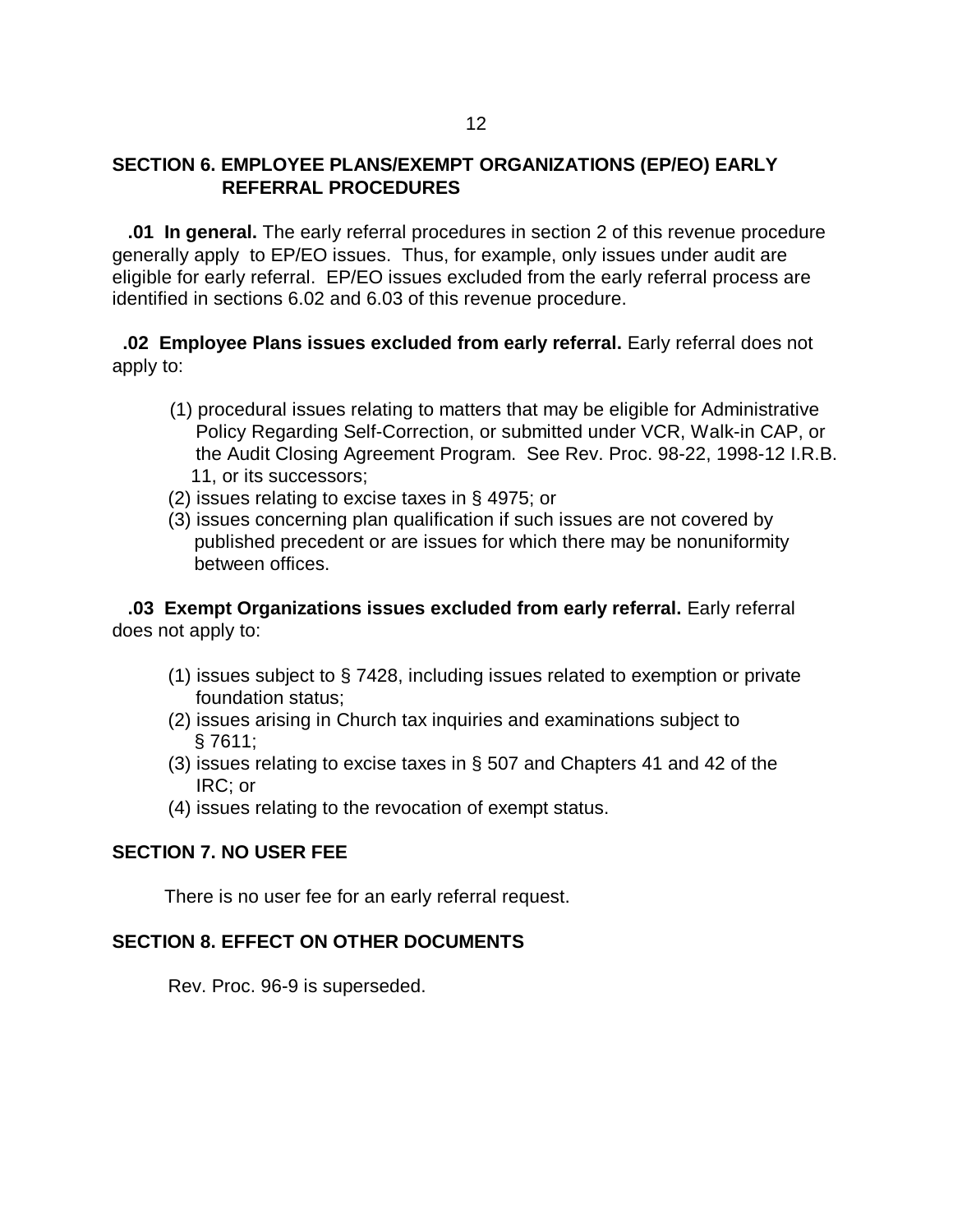## SECTION 6. EMPLOYEE PLANS/EXEMPT ORGANIZATIONS (EP/EO) EARLY REFERRAL PROCEDURES

**.01 In general.** The early referral procedures in section 2 of this revenue procedure generally apply to EP/EO issues. Thus, for example, only issues under audit are eligible for early referral. EP/EO issues excluded from the early referral process are identified in sections 6.02 and 6.03 of this revenue procedure.

**.02 Employee Plans issues excluded from early referral.** Early referral does not apply to:

(1) procedural issues relating to matters that may be eligible for Administrative Policy Regarding Self-Correction, or submitted under VCR, Walk-in CAP, or the Audit Closing Agreement Program. See Rev. Proc. 98-22, 1998-12 I.R.B. 11, or its successors;
(2) issues relating to excise taxes in § 4975; or
(3) issues concerning plan qualification if such issues are not covered by published precedent or are issues for which there may be nonuniformity between offices.

**.03 Exempt Organizations issues excluded from early referral.** Early referral does not apply to:

(1) issues subject to § 7428, including issues related to exemption or private foundation status;
(2) issues arising in Church tax inquiries and examinations subject to § 7611;
(3) issues relating to excise taxes in § 507 and Chapters 41 and 42 of the IRC; or
(4) issues relating to the revocation of exempt status.

## SECTION 7. NO USER FEE

There is no user fee for an early referral request.

## SECTION 8. EFFECT ON OTHER DOCUMENTS

Rev. Proc. 96-9 is superseded.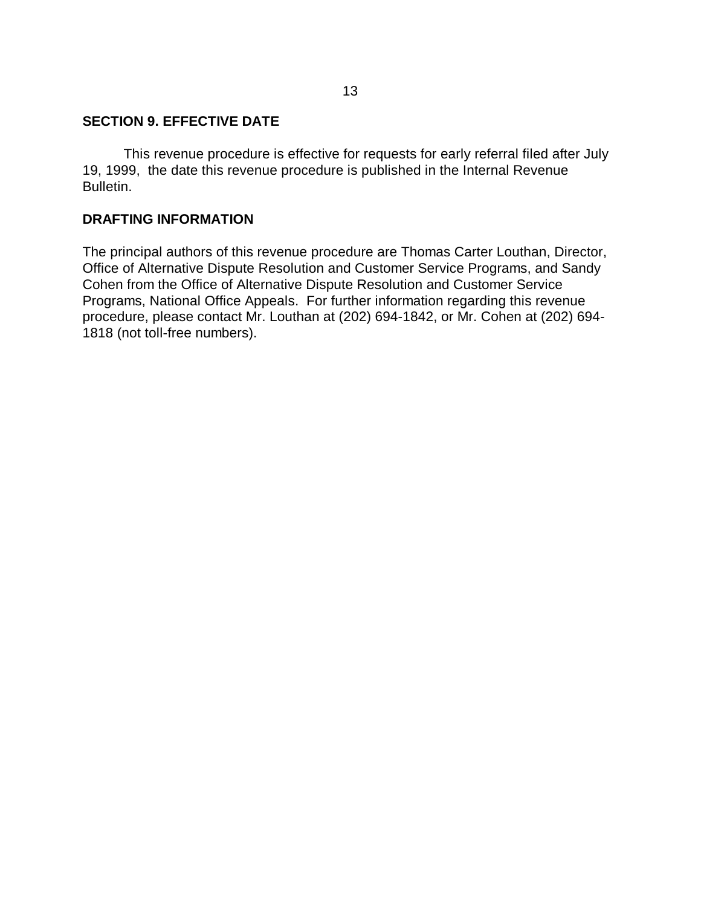## SECTION 9. EFFECTIVE DATE

This revenue procedure is effective for requests for early referral filed after July 19, 1999, the date this revenue procedure is published in the Internal Revenue Bulletin.

## DRAFTING INFORMATION

The principal authors of this revenue procedure are Thomas Carter Louthan, Director, Office of Alternative Dispute Resolution and Customer Service Programs, and Sandy Cohen from the Office of Alternative Dispute Resolution and Customer Service Programs, National Office Appeals. For further information regarding this revenue procedure, please contact Mr. Louthan at (202) 694-1842, or Mr. Cohen at (202) 694-1818 (not toll-free numbers).